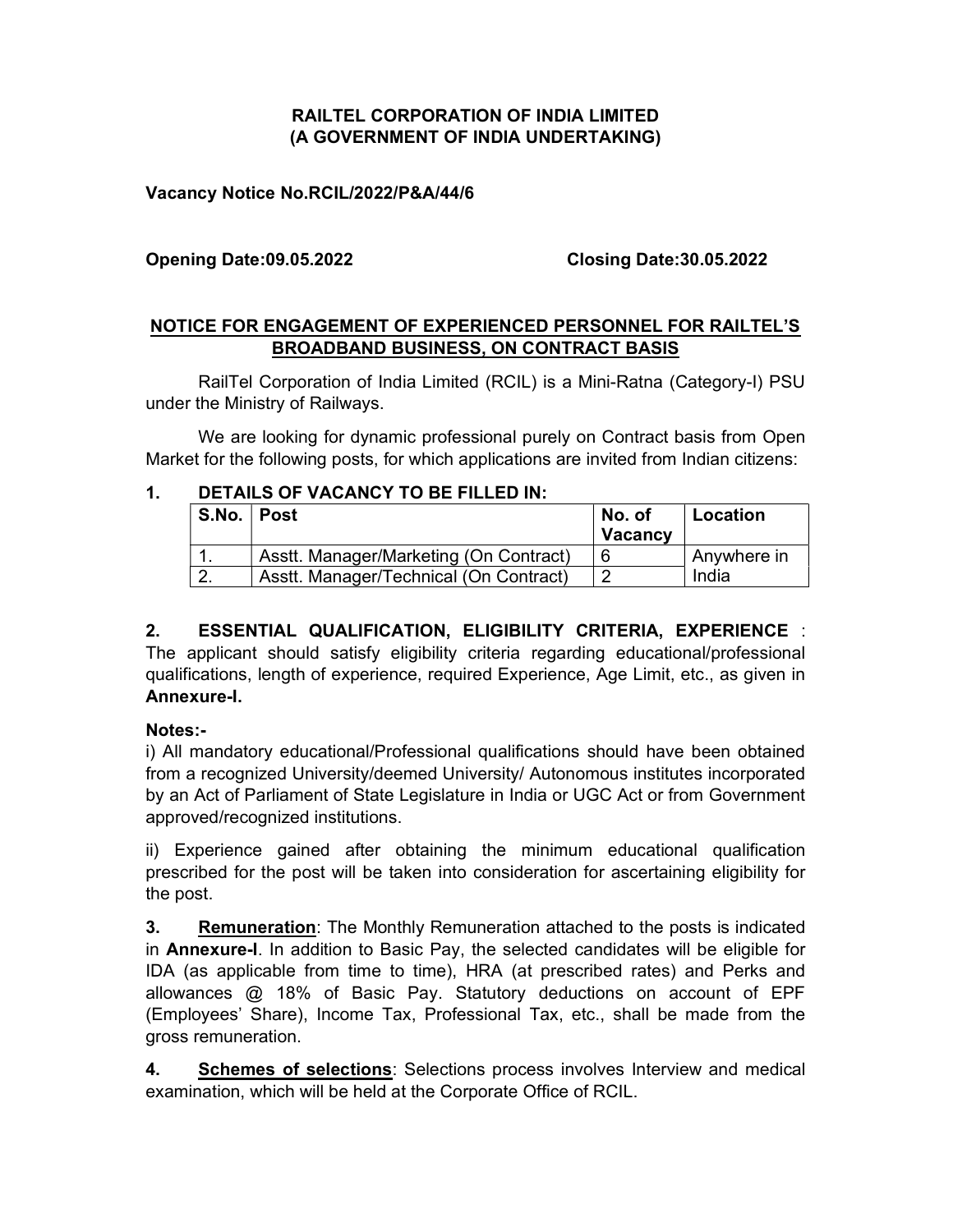# RAILTEL CORPORATION OF INDIA LIMITED
## (A GOVERNMENT OF INDIA UNDERTAKING)

**Vacancy Notice No.RCIL/2022/P&A/44/6**

**Opening Date:09.05.2022** **Closing Date:30.05.2022**

## NOTICE FOR ENGAGEMENT OF EXPERIENCED PERSONNEL FOR RAILTEL'S BROADBAND BUSINESS, ON CONTRACT BASIS

RailTel Corporation of India Limited (RCIL) is a Mini-Ratna (Category-I) PSU under the Ministry of Railways.

We are looking for dynamic professional purely on Contract basis from Open Market for the following posts, for which applications are invited from Indian citizens:

**1. DETAILS OF VACANCY TO BE FILLED IN:**

| S.No. | Post | No. of Vacancy | Location |
|---|---|---|---|
| 1. | Asstt. Manager/Marketing (On Contract) | 6 | Anywhere in India |
| 2. | Asstt. Manager/Technical (On Contract) | 2 | |

**2. ESSENTIAL QUALIFICATION, ELIGIBILITY CRITERIA, EXPERIENCE** : The applicant should satisfy eligibility criteria regarding educational/professional qualifications, length of experience, required Experience, Age Limit, etc., as given in **Annexure-I.**

**Notes:-**

i) All mandatory educational/Professional qualifications should have been obtained from a recognized University/deemed University/ Autonomous institutes incorporated by an Act of Parliament of State Legislature in India or UGC Act or from Government approved/recognized institutions.

ii) Experience gained after obtaining the minimum educational qualification prescribed for the post will be taken into consideration for ascertaining eligibility for the post.

**3. Remuneration**: The Monthly Remuneration attached to the posts is indicated in **Annexure-I**. In addition to Basic Pay, the selected candidates will be eligible for IDA (as applicable from time to time), HRA (at prescribed rates) and Perks and allowances @ 18% of Basic Pay. Statutory deductions on account of EPF (Employees' Share), Income Tax, Professional Tax, etc., shall be made from the gross remuneration.

**4. Schemes of selections**: Selections process involves Interview and medical examination, which will be held at the Corporate Office of RCIL.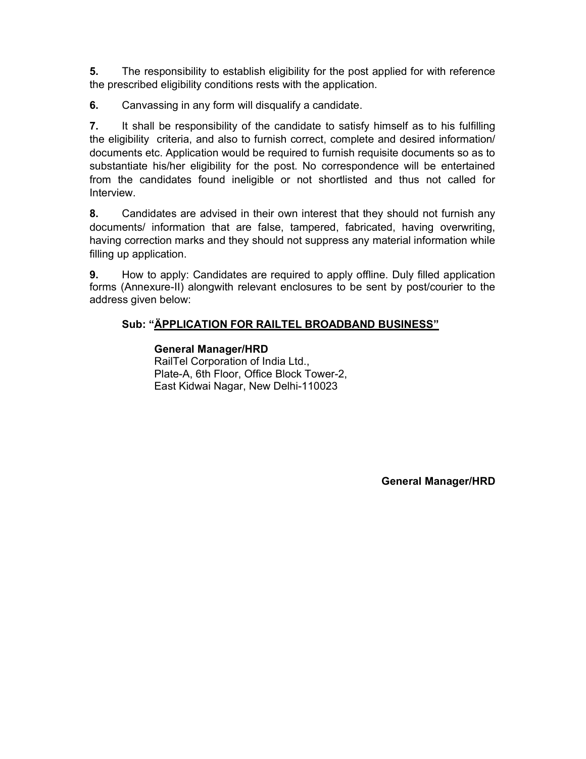**5.** The responsibility to establish eligibility for the post applied for with reference the prescribed eligibility conditions rests with the application.

**6.** Canvassing in any form will disqualify a candidate.

**7.** It shall be responsibility of the candidate to satisfy himself as to his fulfilling the eligibility criteria, and also to furnish correct, complete and desired information/ documents etc. Application would be required to furnish requisite documents so as to substantiate his/her eligibility for the post. No correspondence will be entertained from the candidates found ineligible or not shortlisted and thus not called for Interview.

**8.** Candidates are advised in their own interest that they should not furnish any documents/ information that are false, tampered, fabricated, having overwriting, having correction marks and they should not suppress any material information while filling up application.

**9.** How to apply: Candidates are required to apply offline. Duly filled application forms (Annexure-II) alongwith relevant enclosures to be sent by post/courier to the address given below:

**Sub: "<u>ÄPPLICATION FOR RAILTEL BROADBAND BUSINESS"</u>**

**General Manager/HRD**
RailTel Corporation of India Ltd.,
Plate-A, 6th Floor, Office Block Tower-2,
East Kidwai Nagar, New Delhi-110023

**General Manager/HRD**